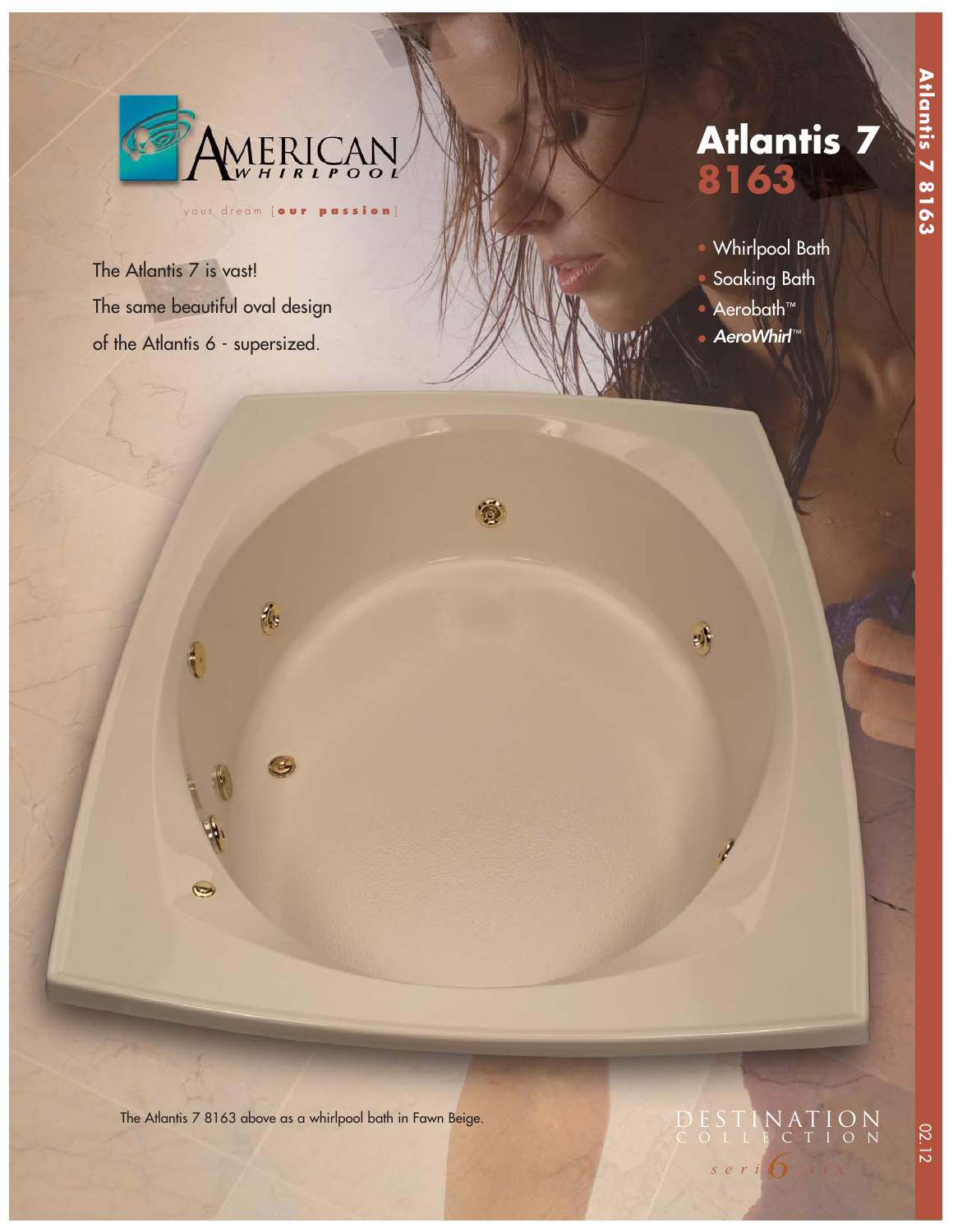AMERICAN WHIRLPOOL

your dream [**our passion**]

# Atlantis 7
## 8163

The Atlantis 7 is vast!
The same beautiful oval design of the Atlantis 6 - supersized.

- Whirlpool Bath
- Soaking Bath
- Aerobath™
- *AeroWhirl*™

The Atlantis 7 8163 above as a whirlpool bath in Fawn Beige.

DESTINATION COLLECTION

series six

02.12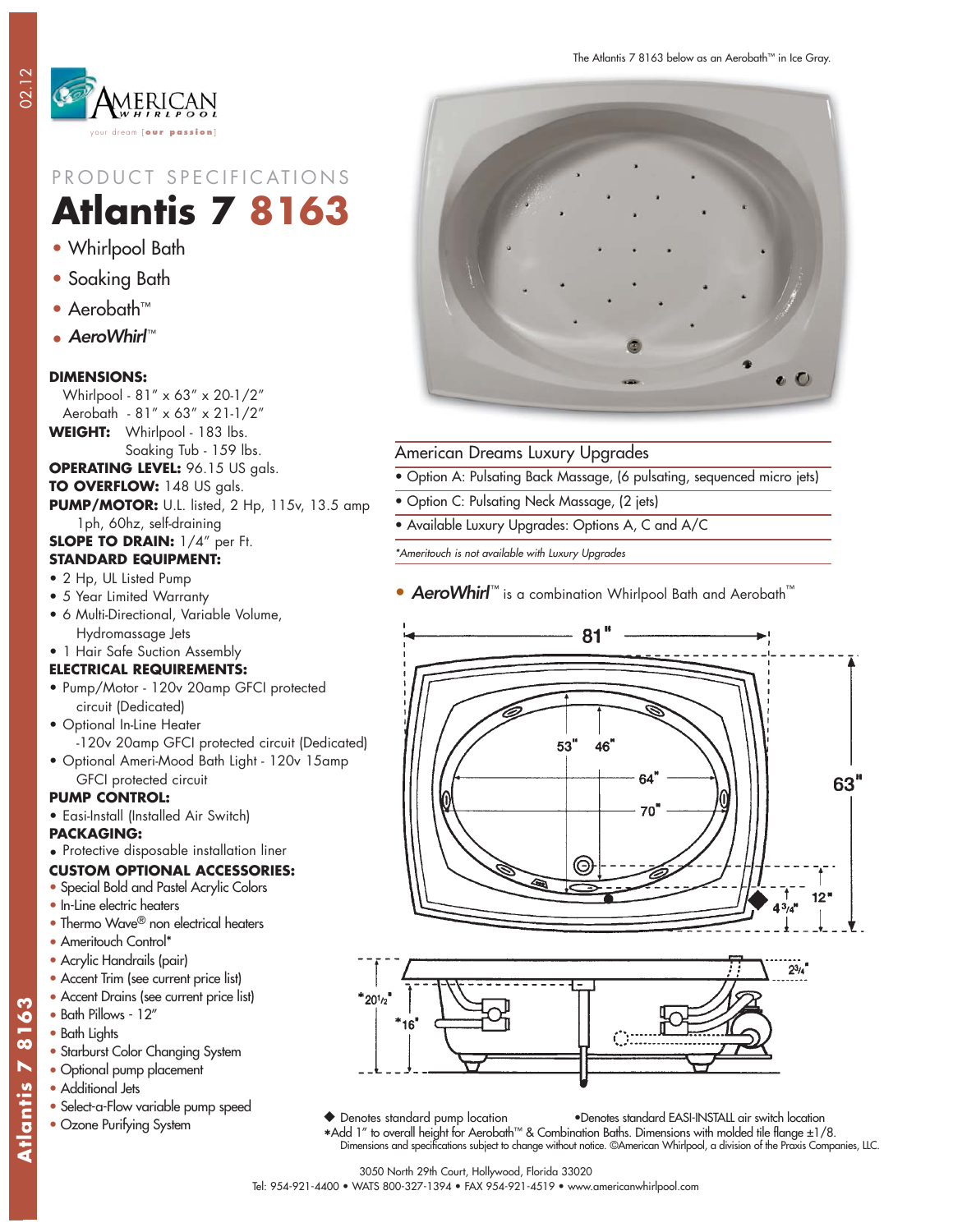AMERICAN WHIRLPOOL

your dream [our passion]

PRODUCT SPECIFICATIONS

# Atlantis 7 8163

- Whirlpool Bath
- Soaking Bath
- Aerobath™
- *AeroWhirl*™

**DIMENSIONS:**
Whirlpool - 81″ x 63″ x 20-1/2″
Aerobath - 81″ x 63″ x 21-1/2″

**WEIGHT:** Whirlpool - 183 lbs.
Soaking Tub - 159 lbs.

**OPERATING LEVEL:** 96.15 US gals.

**TO OVERFLOW:** 148 US gals.

**PUMP/MOTOR:** U.L. listed, 2 Hp, 115v, 13.5 amp 1ph, 60hz, self-draining

**SLOPE TO DRAIN:** 1/4″ per Ft.

**STANDARD EQUIPMENT:**
- 2 Hp, UL Listed Pump
- 5 Year Limited Warranty
- 6 Multi-Directional, Variable Volume, Hydromassage Jets
- 1 Hair Safe Suction Assembly

**ELECTRICAL REQUIREMENTS:**
- Pump/Motor - 120v 20amp GFCI protected circuit (Dedicated)
- Optional In-Line Heater -120v 20amp GFCI protected circuit (Dedicated)
- Optional Ameri-Mood Bath Light - 120v 15amp GFCI protected circuit

**PUMP CONTROL:**
- Easi-Install (Installed Air Switch)

**PACKAGING:**
- Protective disposable installation liner

**CUSTOM OPTIONAL ACCESSORIES:**
- Special Bold and Pastel Acrylic Colors
- In-Line electric heaters
- Thermo Wave® non electrical heaters
- Ameritouch Control*
- Acrylic Handrails (pair)
- Accent Trim (see current price list)
- Accent Drains (see current price list)
- Bath Pillows - 12″
- Bath Lights
- Starburst Color Changing System
- Optional pump placement
- Additional Jets
- Select-a-Flow variable pump speed
- Ozone Purifying System

The Atlantis 7 8163 below as an Aerobath™ in Ice Gray.

American Dreams Luxury Upgrades
- Option A: Pulsating Back Massage, (6 pulsating, sequenced micro jets)
- Option C: Pulsating Neck Massage, (2 jets)
- Available Luxury Upgrades: Options A, C and A/C

*\*Ameritouch is not available with Luxury Upgrades*

- ***AeroWhirl***™ is a combination Whirlpool Bath and Aerobath™

81″
63″
53″
46″
64″
70″
12″
4 3/4″
2 3/4″
*20 1/2″
*16″

◆ Denotes standard pump location
•Denotes standard EASI-INSTALL air switch location
*Add 1″ to overall height for Aerobath™ & Combination Baths. Dimensions with molded tile flange ±1/8.
Dimensions and specifications subject to change without notice. ©American Whirlpool, a division of the Praxis Companies, LLC.

3050 North 29th Court, Hollywood, Florida 33020
Tel: 954-921-4400 • WATS 800-327-1394 • FAX 954-921-4519 • www.americanwhirlpool.com